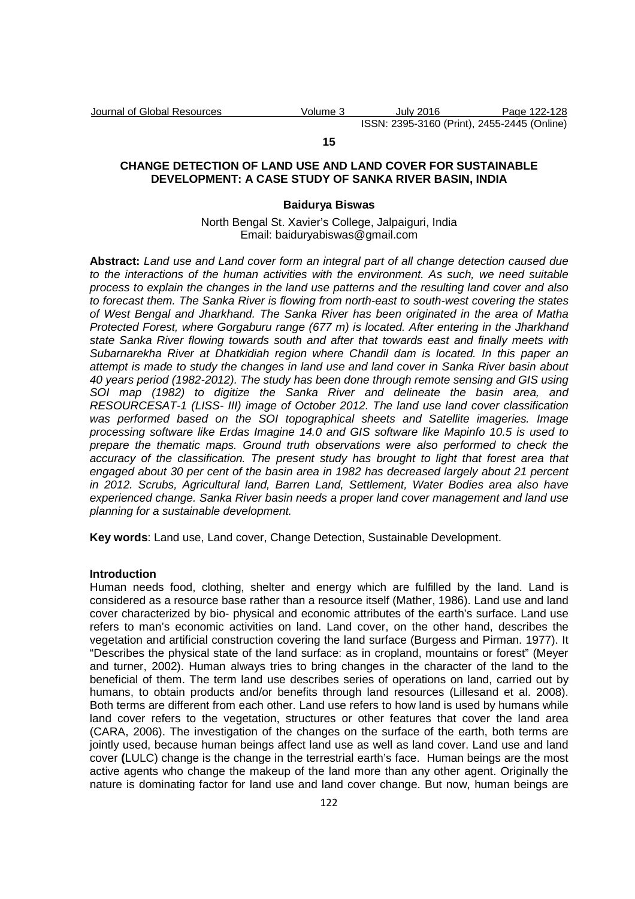**15**

# CHANGE DETECTION OF LAND USE AND LAND COVER FOR SUSTAINABLE DEVELOPMENT: A CASE STUDY OF SANKA RIVER BASIN, INDIA

**Baidurya Biswas**

North Bengal St. Xavier's College, Jalpaiguri, India
Email: baiduryabiswas@gmail.com

**Abstract:** *Land use and Land cover form an integral part of all change detection caused due to the interactions of the human activities with the environment. As such, we need suitable process to explain the changes in the land use patterns and the resulting land cover and also to forecast them. The Sanka River is flowing from north-east to south-west covering the states of West Bengal and Jharkhand. The Sanka River has been originated in the area of Matha Protected Forest, where Gorgaburu range (677 m) is located. After entering in the Jharkhand state Sanka River flowing towards south and after that towards east and finally meets with Subarnarekha River at Dhatkidiah region where Chandil dam is located. In this paper an attempt is made to study the changes in land use and land cover in Sanka River basin about 40 years period (1982-2012). The study has been done through remote sensing and GIS using SOI map (1982) to digitize the Sanka River and delineate the basin area, and RESOURCESAT-1 (LISS- III) image of October 2012. The land use land cover classification was performed based on the SOI topographical sheets and Satellite imageries. Image processing software like Erdas Imagine 14.0 and GIS software like Mapinfo 10.5 is used to prepare the thematic maps. Ground truth observations were also performed to check the accuracy of the classification. The present study has brought to light that forest area that engaged about 30 per cent of the basin area in 1982 has decreased largely about 21 percent in 2012. Scrubs, Agricultural land, Barren Land, Settlement, Water Bodies area also have experienced change. Sanka River basin needs a proper land cover management and land use planning for a sustainable development.*

**Key words**: Land use, Land cover, Change Detection, Sustainable Development.

## Introduction

Human needs food, clothing, shelter and energy which are fulfilled by the land. Land is considered as a resource base rather than a resource itself (Mather, 1986). Land use and land cover characterized by bio- physical and economic attributes of the earth's surface. Land use refers to man's economic activities on land. Land cover, on the other hand, describes the vegetation and artificial construction covering the land surface (Burgess and Pirman. 1977). It "Describes the physical state of the land surface: as in cropland, mountains or forest" (Meyer and turner, 2002). Human always tries to bring changes in the character of the land to the beneficial of them. The term land use describes series of operations on land, carried out by humans, to obtain products and/or benefits through land resources (Lillesand et al. 2008). Both terms are different from each other. Land use refers to how land is used by humans while land cover refers to the vegetation, structures or other features that cover the land area (CARA, 2006). The investigation of the changes on the surface of the earth, both terms are jointly used, because human beings affect land use as well as land cover. Land use and land cover **(**LULC) change is the change in the terrestrial earth's face. Human beings are the most active agents who change the makeup of the land more than any other agent. Originally the nature is dominating factor for land use and land cover change. But now, human beings are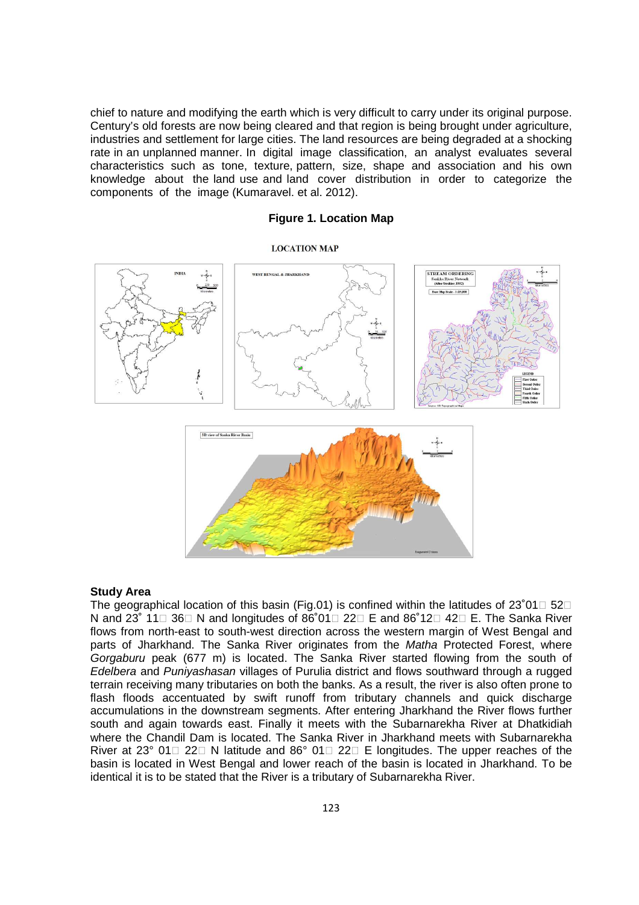chief to nature and modifying the earth which is very difficult to carry under its original purpose. Century's old forests are now being cleared and that region is being brought under agriculture, industries and settlement for large cities. The land resources are being degraded at a shocking rate in an unplanned manner. In digital image classification, an analyst evaluates several characteristics such as tone, texture, pattern, size, shape and association and his own knowledge about the land use and land cover distribution in order to categorize the components of the image (Kumaravel. et al. 2012).

**Figure 1. Location Map**

**Study Area**

The geographical location of this basin (Fig.01) is confined within the latitudes of 23˚01′ 52″ N and 23˚ 11′ 36″ N and longitudes of 86˚01′ 22″ E and 86˚12′ 42″ E. The Sanka River flows from north-east to south-west direction across the western margin of West Bengal and parts of Jharkhand. The Sanka River originates from the *Matha* Protected Forest, where *Gorgaburu* peak (677 m) is located. The Sanka River started flowing from the south of *Edelbera* and *Puniyashasan* villages of Purulia district and flows southward through a rugged terrain receiving many tributaries on both the banks. As a result, the river is also often prone to flash floods accentuated by swift runoff from tributary channels and quick discharge accumulations in the downstream segments. After entering Jharkhand the River flows further south and again towards east. Finally it meets with the Subarnarekha River at Dhatkidiah where the Chandil Dam is located. The Sanka River in Jharkhand meets with Subarnarekha River at 23° 01′ 22″ N latitude and 86° 01′ 22″ E longitudes. The upper reaches of the basin is located in West Bengal and lower reach of the basin is located in Jharkhand. To be identical it is to be stated that the River is a tributary of Subarnarekha River.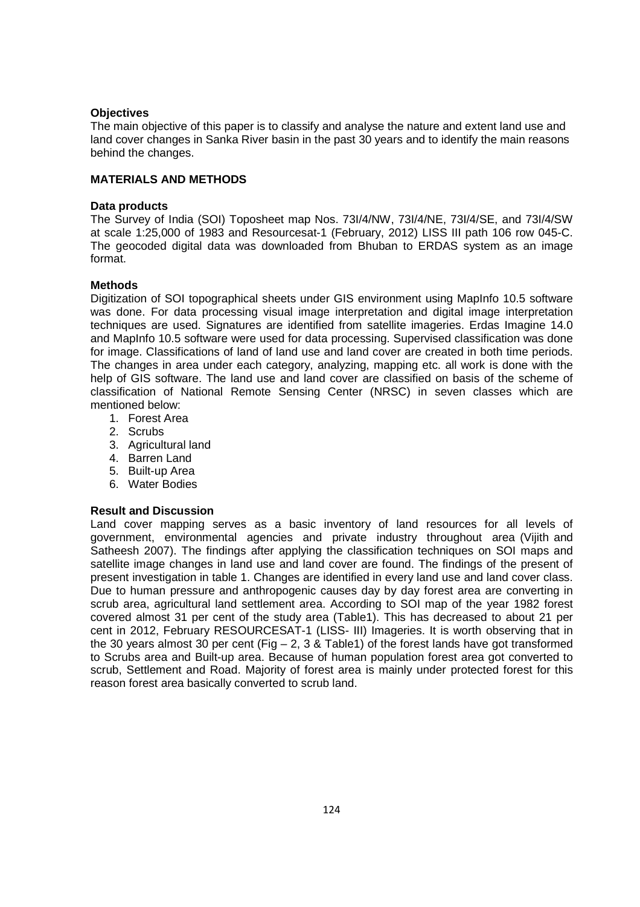### Objectives

The main objective of this paper is to classify and analyse the nature and extent land use and land cover changes in Sanka River basin in the past 30 years and to identify the main reasons behind the changes.

## MATERIALS AND METHODS

### Data products

The Survey of India (SOI) Toposheet map Nos. 73I/4/NW, 73I/4/NE, 73I/4/SE, and 73I/4/SW at scale 1:25,000 of 1983 and Resourcesat-1 (February, 2012) LISS III path 106 row 045-C. The geocoded digital data was downloaded from Bhuban to ERDAS system as an image format.

### Methods

Digitization of SOI topographical sheets under GIS environment using MapInfo 10.5 software was done. For data processing visual image interpretation and digital image interpretation techniques are used. Signatures are identified from satellite imageries. Erdas Imagine 14.0 and MapInfo 10.5 software were used for data processing. Supervised classification was done for image. Classifications of land of land use and land cover are created in both time periods. The changes in area under each category, analyzing, mapping etc. all work is done with the help of GIS software. The land use and land cover are classified on basis of the scheme of classification of National Remote Sensing Center (NRSC) in seven classes which are mentioned below:

1. Forest Area
2. Scrubs
3. Agricultural land
4. Barren Land
5. Built-up Area
6. Water Bodies

### Result and Discussion

Land cover mapping serves as a basic inventory of land resources for all levels of government, environmental agencies and private industry throughout area (Vijith and Satheesh 2007). The findings after applying the classification techniques on SOI maps and satellite image changes in land use and land cover are found. The findings of the present of present investigation in table 1. Changes are identified in every land use and land cover class. Due to human pressure and anthropogenic causes day by day forest area are converting in scrub area, agricultural land settlement area. According to SOI map of the year 1982 forest covered almost 31 per cent of the study area (Table1). This has decreased to about 21 per cent in 2012, February RESOURCESAT-1 (LISS- III) Imageries. It is worth observing that in the 30 years almost 30 per cent (Fig – 2, 3 & Table1) of the forest lands have got transformed to Scrubs area and Built-up area. Because of human population forest area got converted to scrub, Settlement and Road. Majority of forest area is mainly under protected forest for this reason forest area basically converted to scrub land.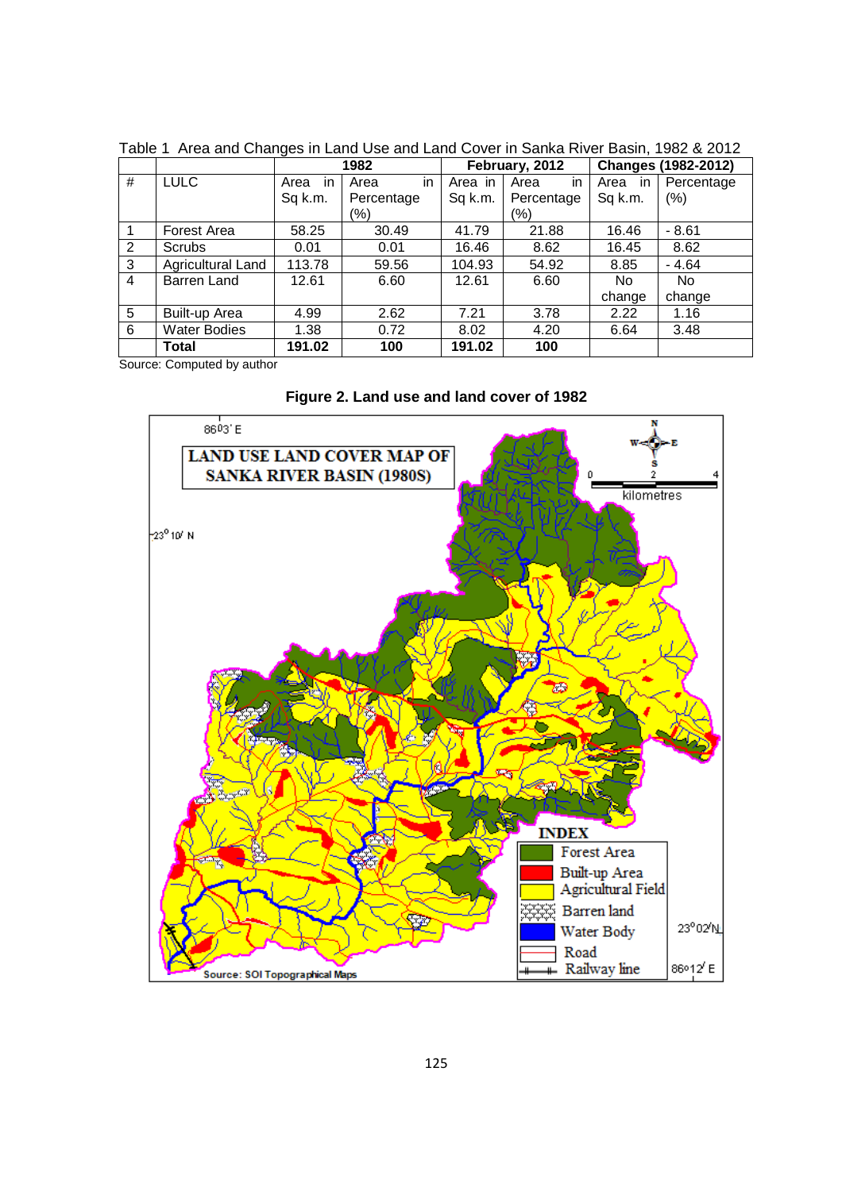Table 1 Area and Changes in Land Use and Land Cover in Sanka River Basin, 1982 & 2012

| # | LULC | 1982 | | February, 2012 | | Changes (1982-2012) | |
|---|---|---|---|---|---|---|---|
| | | Area in Sq k.m. | Area in Percentage (%) | Area in Sq k.m. | Area in Percentage (%) | Area in Sq k.m. | Percentage (%) |
| 1 | Forest Area | 58.25 | 30.49 | 41.79 | 21.88 | 16.46 | - 8.61 |
| 2 | Scrubs | 0.01 | 0.01 | 16.46 | 8.62 | 16.45 | 8.62 |
| 3 | Agricultural Land | 113.78 | 59.56 | 104.93 | 54.92 | 8.85 | - 4.64 |
| 4 | Barren Land | 12.61 | 6.60 | 12.61 | 6.60 | No change | No change |
| 5 | Built-up Area | 4.99 | 2.62 | 7.21 | 3.78 | 2.22 | 1.16 |
| 6 | Water Bodies | 1.38 | 0.72 | 8.02 | 4.20 | 6.64 | 3.48 |
| | **Total** | **191.02** | **100** | **191.02** | **100** | | |

Source: Computed by author

**Figure 2. Land use and land cover of 1982**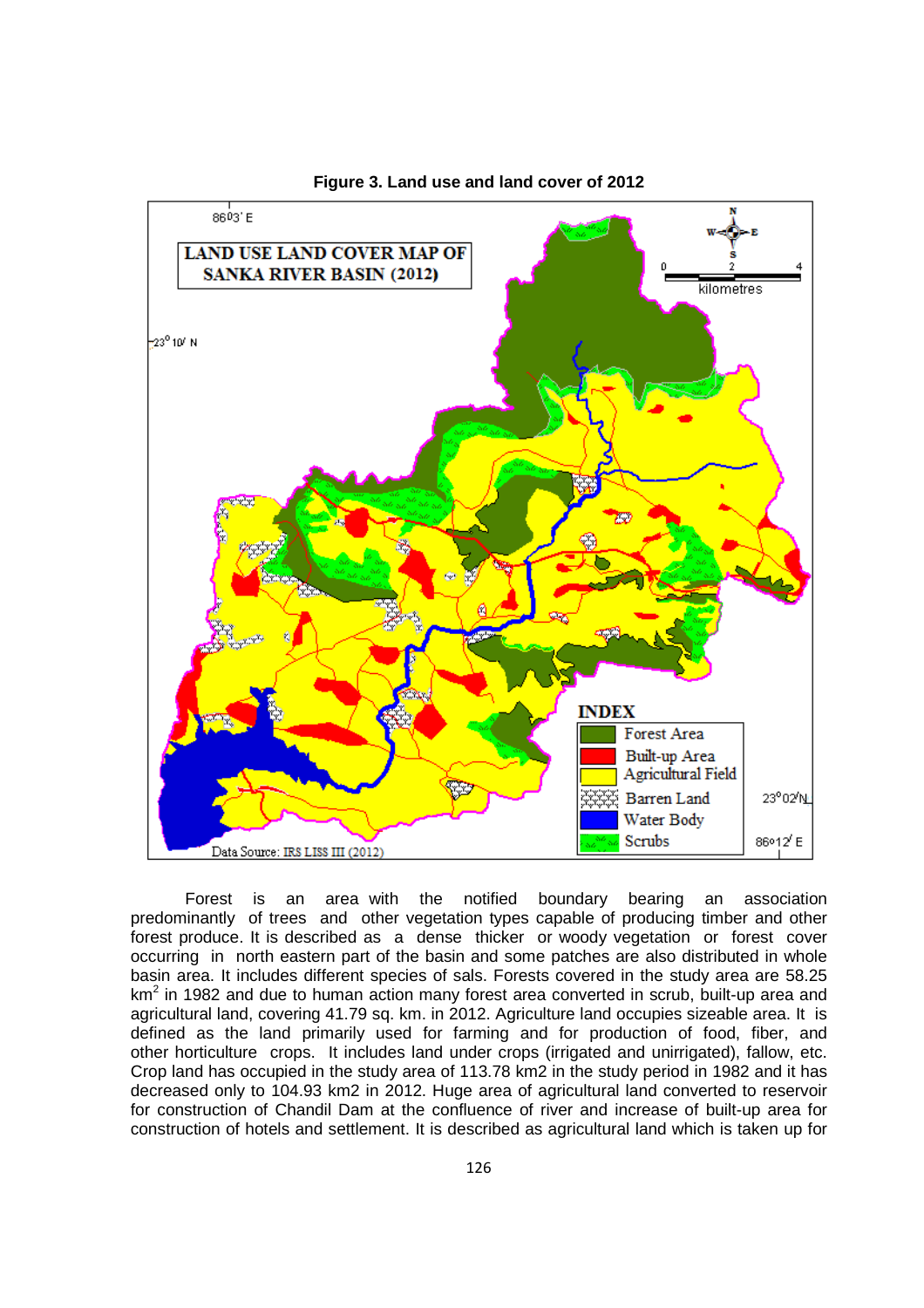**Figure 3. Land use and land cover of 2012**

Forest is an area with the notified boundary bearing an association predominantly of trees and other vegetation types capable of producing timber and other forest produce. It is described as a dense thicker or woody vegetation or forest cover occurring in north eastern part of the basin and some patches are also distributed in whole basin area. It includes different species of sals. Forests covered in the study area are 58.25 $km^2$ in 1982 and due to human action many forest area converted in scrub, built-up area and agricultural land, covering 41.79 sq. km. in 2012. Agriculture land occupies sizeable area. It is defined as the land primarily used for farming and for production of food, fiber, and other horticulture crops. It includes land under crops (irrigated and unirrigated), fallow, etc. Crop land has occupied in the study area of 113.78 km2 in the study period in 1982 and it has decreased only to 104.93 km2 in 2012. Huge area of agricultural land converted to reservoir for construction of Chandil Dam at the confluence of river and increase of built-up area for construction of hotels and settlement. It is described as agricultural land which is taken up for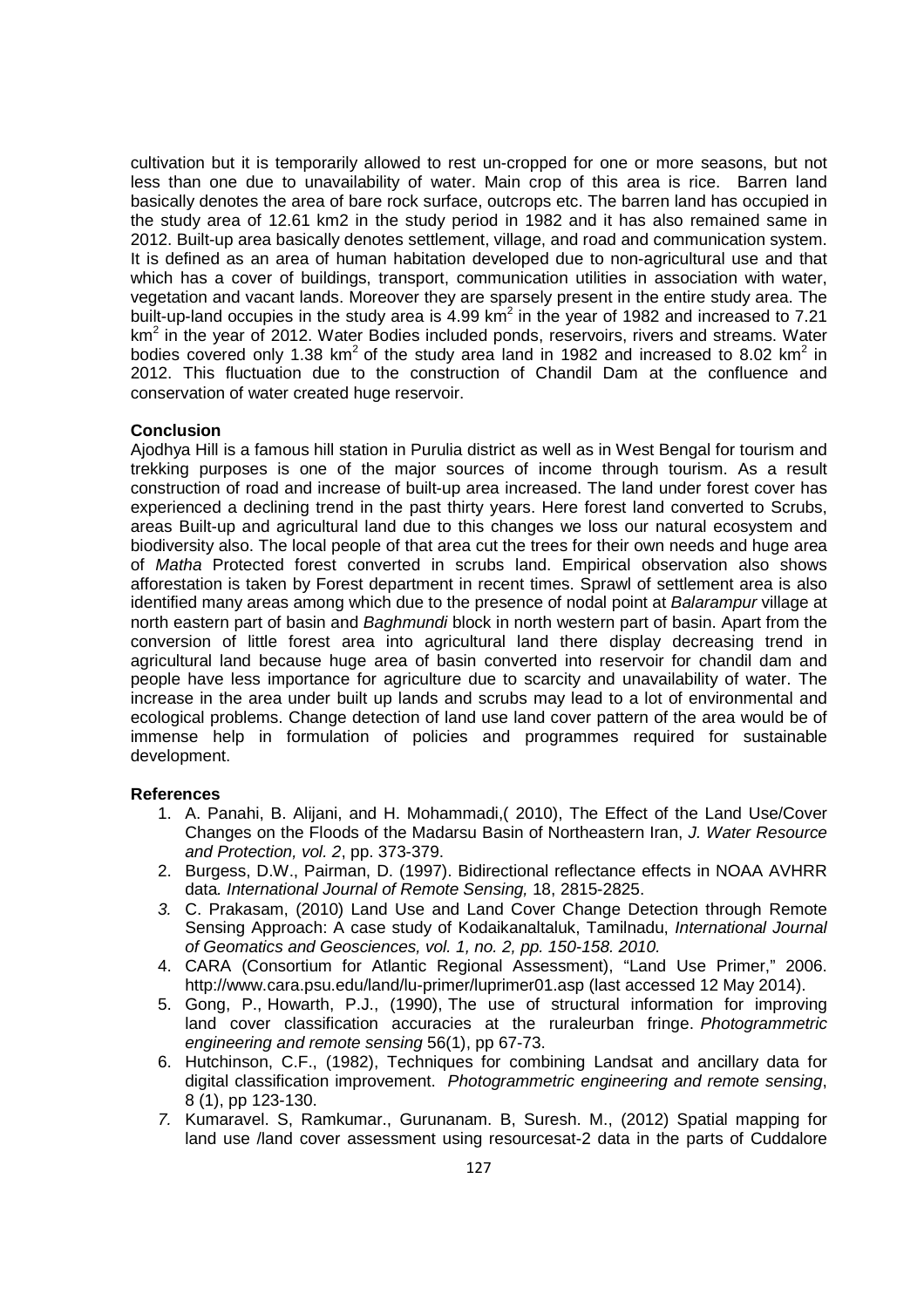cultivation but it is temporarily allowed to rest un-cropped for one or more seasons, but not less than one due to unavailability of water. Main crop of this area is rice. Barren land basically denotes the area of bare rock surface, outcrops etc. The barren land has occupied in the study area of 12.61 km2 in the study period in 1982 and it has also remained same in 2012. Built-up area basically denotes settlement, village, and road and communication system. It is defined as an area of human habitation developed due to non-agricultural use and that which has a cover of buildings, transport, communication utilities in association with water, vegetation and vacant lands. Moreover they are sparsely present in the entire study area. The built-up-land occupies in the study area is 4.99 $km^2$ in the year of 1982 and increased to 7.21 $km^2$ in the year of 2012. Water Bodies included ponds, reservoirs, rivers and streams. Water bodies covered only 1.38 $km^2$ of the study area land in 1982 and increased to 8.02 $km^2$ in 2012. This fluctuation due to the construction of Chandil Dam at the confluence and conservation of water created huge reservoir.

**Conclusion**

Ajodhya Hill is a famous hill station in Purulia district as well as in West Bengal for tourism and trekking purposes is one of the major sources of income through tourism. As a result construction of road and increase of built-up area increased. The land under forest cover has experienced a declining trend in the past thirty years. Here forest land converted to Scrubs, areas Built-up and agricultural land due to this changes we loss our natural ecosystem and biodiversity also. The local people of that area cut the trees for their own needs and huge area of *Matha* Protected forest converted in scrubs land. Empirical observation also shows afforestation is taken by Forest department in recent times. Sprawl of settlement area is also identified many areas among which due to the presence of nodal point at *Balarampur* village at north eastern part of basin and *Baghmundi* block in north western part of basin. Apart from the conversion of little forest area into agricultural land there display decreasing trend in agricultural land because huge area of basin converted into reservoir for chandil dam and people have less importance for agriculture due to scarcity and unavailability of water. The increase in the area under built up lands and scrubs may lead to a lot of environmental and ecological problems. Change detection of land use land cover pattern of the area would be of immense help in formulation of policies and programmes required for sustainable development.

**References**

1. A. Panahi, B. Alijani, and H. Mohammadi,( 2010), The Effect of the Land Use/Cover Changes on the Floods of the Madarsu Basin of Northeastern Iran, *J. Water Resource and Protection, vol. 2*, pp. 373-379.
2. Burgess, D.W., Pairman, D. (1997). Bidirectional reflectance effects in NOAA AVHRR data*. International Journal of Remote Sensing,* 18, 2815-2825.
3. C. Prakasam, (2010) Land Use and Land Cover Change Detection through Remote Sensing Approach: A case study of Kodaikanaltaluk, Tamilnadu, *International Journal of Geomatics and Geosciences, vol. 1, no. 2, pp. 150-158. 2010.*
4. CARA (Consortium for Atlantic Regional Assessment), "Land Use Primer," 2006. http://www.cara.psu.edu/land/lu-primer/luprimer01.asp (last accessed 12 May 2014).
5. Gong, P., Howarth, P.J., (1990), The use of structural information for improving land cover classification accuracies at the ruraleurban fringe. *Photogrammetric engineering and remote sensing* 56(1), pp 67-73.
6. Hutchinson, C.F., (1982), Techniques for combining Landsat and ancillary data for digital classification improvement. *Photogrammetric engineering and remote sensing*, 8 (1), pp 123-130.
7. Kumaravel. S, Ramkumar., Gurunanam. B, Suresh. M., (2012) Spatial mapping for land use /land cover assessment using resourcesat-2 data in the parts of Cuddalore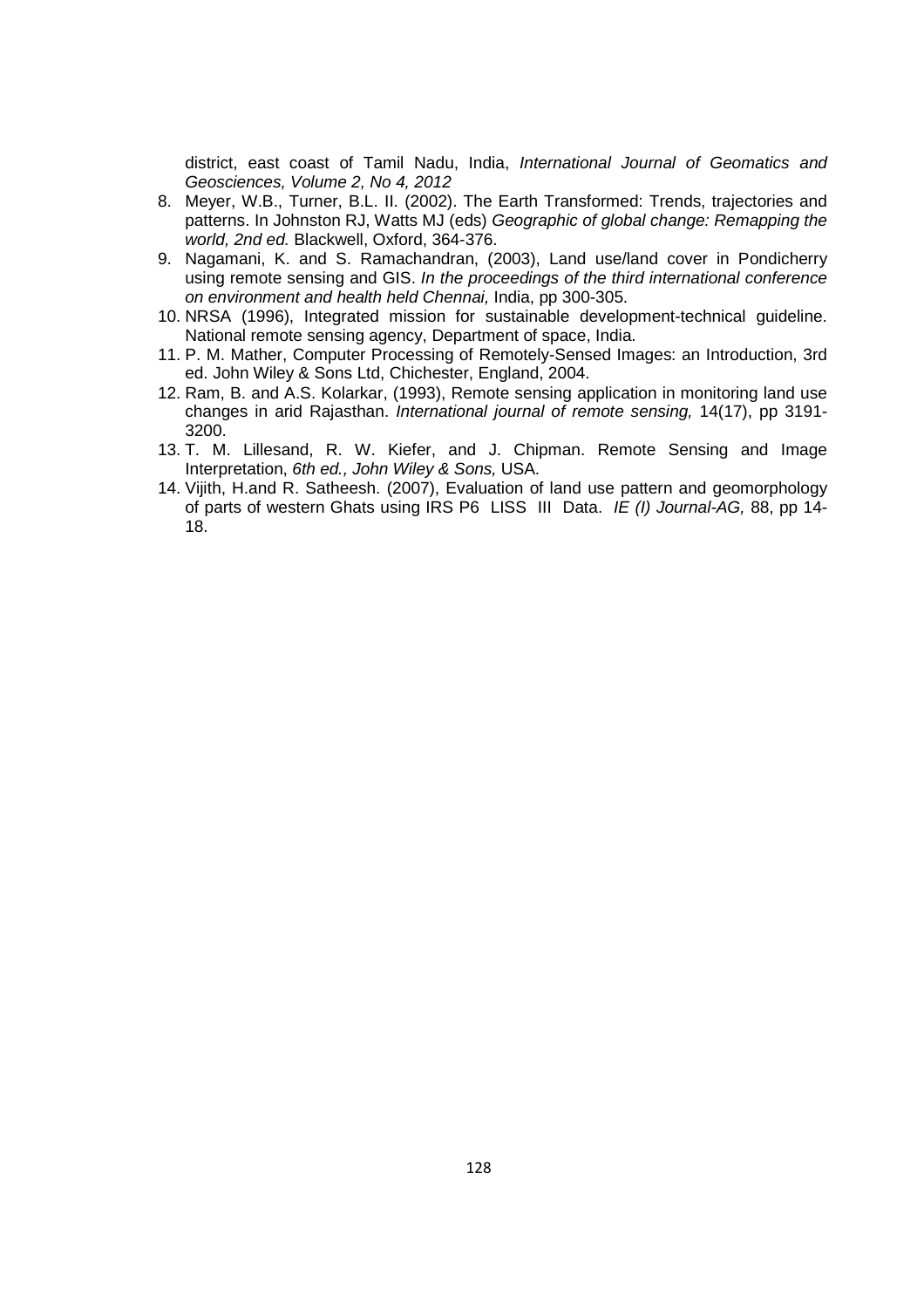district, east coast of Tamil Nadu, India, *International Journal of Geomatics and Geosciences, Volume 2, No 4, 2012*

8. Meyer, W.B., Turner, B.L. II. (2002). The Earth Transformed: Trends, trajectories and patterns. In Johnston RJ, Watts MJ (eds) *Geographic of global change: Remapping the world, 2nd ed.* Blackwell, Oxford, 364-376.
9. Nagamani, K. and S. Ramachandran, (2003), Land use/land cover in Pondicherry using remote sensing and GIS. *In the proceedings of the third international conference on environment and health held Chennai,* India, pp 300-305.
10. NRSA (1996), Integrated mission for sustainable development-technical guideline. National remote sensing agency, Department of space, India.
11. P. M. Mather, Computer Processing of Remotely-Sensed Images: an Introduction, 3rd ed. John Wiley & Sons Ltd, Chichester, England, 2004.
12. Ram, B. and A.S. Kolarkar, (1993), Remote sensing application in monitoring land use changes in arid Rajasthan. *International journal of remote sensing,* 14(17), pp 3191-3200.
13. T. M. Lillesand, R. W. Kiefer, and J. Chipman. Remote Sensing and Image Interpretation, *6th ed., John Wiley & Sons,* USA.
14. Vijith, H.and R. Satheesh. (2007), Evaluation of land use pattern and geomorphology of parts of western Ghats using IRS P6 LISS III Data. *IE (I) Journal-AG,* 88, pp 14-18.